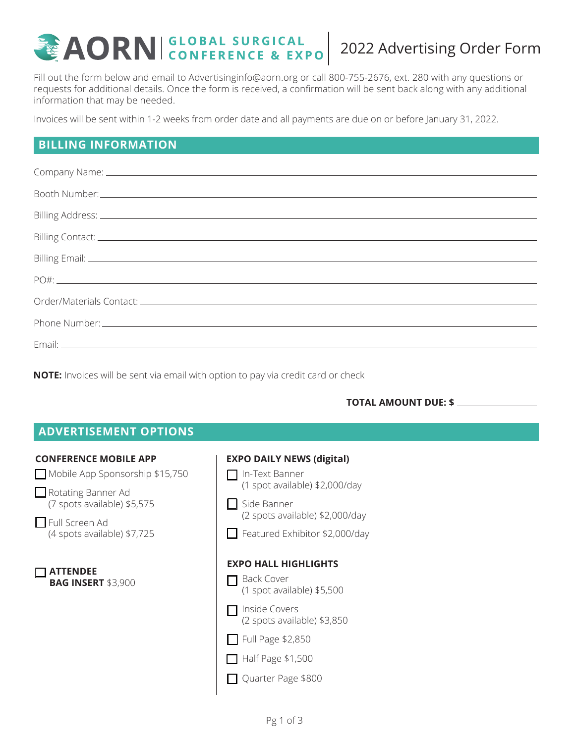# AORN | GLOBAL SURGICAL CONFERENCE & EXPO | 2022 Advertising Order Form

Fill out the form below and email to Advertisinginfo@aorn.org or call 800-755-2676, ext. 280 with any questions or requests for additional details. Once the form is received, a confirmation will be sent back along with any additional information that may be needed.

Invoices will be sent within 1-2 weeks from order date and all payments are due on or before January 31, 2022.

## BILLING INFORMATION

Company Name: \_\_\_\_\_\_\_\_\_\_\_\_\_\_\_\_\_\_\_\_

Booth Number: \_\_\_\_\_\_\_\_\_\_\_\_\_\_\_\_\_\_\_\_

Billing Address: \_\_\_\_\_\_\_\_\_\_\_\_\_\_\_\_\_\_\_\_

Billing Contact: \_\_\_\_\_\_\_\_\_\_\_\_\_\_\_\_\_\_\_\_

Billing Email: \_\_\_\_\_\_\_\_\_\_\_\_\_\_\_\_\_\_\_\_

PO#: \_\_\_\_\_\_\_\_\_\_\_\_\_\_\_\_\_\_\_\_

Order/Materials Contact: \_\_\_\_\_\_\_\_\_\_\_\_\_\_\_\_\_\_\_\_

Phone Number: \_\_\_\_\_\_\_\_\_\_\_\_\_\_\_\_\_\_\_\_

Email: \_\_\_\_\_\_\_\_\_\_\_\_\_\_\_\_\_\_\_\_

**NOTE:** Invoices will be sent via email with option to pay via credit card or check

**TOTAL AMOUNT DUE: $** \_\_\_\_\_\_\_\_\_\_

## ADVERTISEMENT OPTIONS

### CONFERENCE MOBILE APP

- ☐ Mobile App Sponsorship $15,750
- ☐ Rotating Banner Ad (7 spots available) $5,575
- ☐ Full Screen Ad (4 spots available) $7,725

☐ **ATTENDEE BAG INSERT** $3,900

### EXPO DAILY NEWS (digital)

- ☐ In-Text Banner (1 spot available) $2,000/day
- ☐ Side Banner (2 spots available) $2,000/day
- ☐ Featured Exhibitor $2,000/day

### EXPO HALL HIGHLIGHTS

- ☐ Back Cover (1 spot available) $5,500
- ☐ Inside Covers (2 spots available) $3,850
- ☐ Full Page $2,850
- ☐ Half Page $1,500
- ☐ Quarter Page $800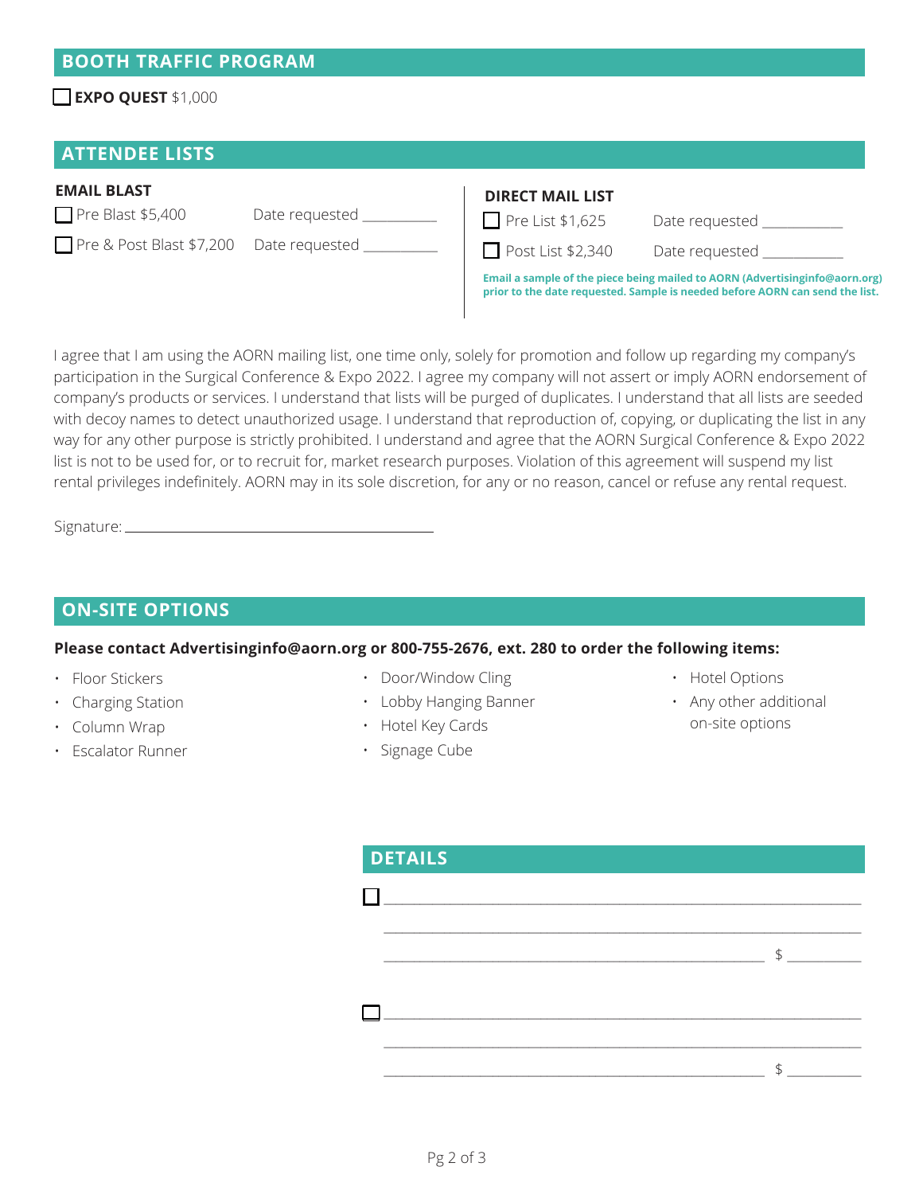## BOOTH TRAFFIC PROGRAM

☐ **EXPO QUEST** $1,000

## ATTENDEE LISTS

**EMAIL BLAST**

☐ Pre Blast $5,400 Date requested __________

☐ Pre & Post Blast $7,200 Date requested __________

**DIRECT MAIL LIST**

☐ Pre List $1,625 Date requested __________

☐ Post List $2,340 Date requested __________

**Email a sample of the piece being mailed to AORN (Advertisinginfo@aorn.org) prior to the date requested. Sample is needed before AORN can send the list.**

I agree that I am using the AORN mailing list, one time only, solely for promotion and follow up regarding my company's participation in the Surgical Conference & Expo 2022. I agree my company will not assert or imply AORN endorsement of company's products or services. I understand that lists will be purged of duplicates. I understand that all lists are seeded with decoy names to detect unauthorized usage. I understand that reproduction of, copying, or duplicating the list in any way for any other purpose is strictly prohibited. I understand and agree that the AORN Surgical Conference & Expo 2022 list is not to be used for, or to recruit for, market research purposes. Violation of this agreement will suspend my list rental privileges indefinitely. AORN may in its sole discretion, for any or no reason, cancel or refuse any rental request.

Signature: ______________________________

## ON-SITE OPTIONS

**Please contact Advertisinginfo@aorn.org or 800-755-2676, ext. 280 to order the following items:**

- Floor Stickers
- Charging Station
- Column Wrap
- Escalator Runner
- Door/Window Cling
- Lobby Hanging Banner
- Hotel Key Cards
- Signage Cube
- Hotel Options
- Any other additional on-site options

## DETAILS

☐ ______________________________________________

______________________________________________

______________________________________ $ ________

☐ ______________________________________________

______________________________________________

______________________________________ $ ________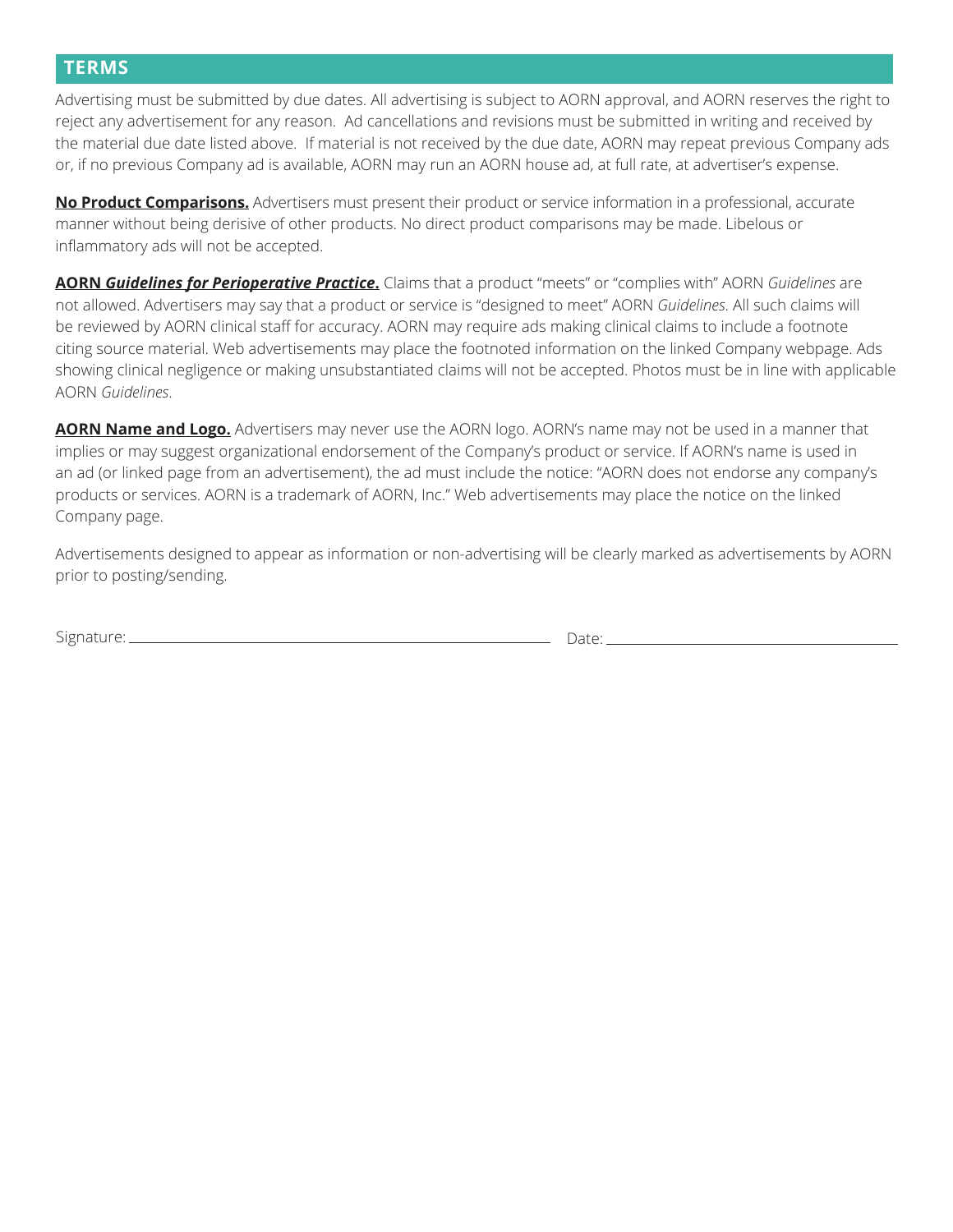## TERMS

Advertising must be submitted by due dates. All advertising is subject to AORN approval, and AORN reserves the right to reject any advertisement for any reason. Ad cancellations and revisions must be submitted in writing and received by the material due date listed above. If material is not received by the due date, AORN may repeat previous Company ads or, if no previous Company ad is available, AORN may run an AORN house ad, at full rate, at advertiser's expense.

**No Product Comparisons.** Advertisers must present their product or service information in a professional, accurate manner without being derisive of other products. No direct product comparisons may be made. Libelous or inflammatory ads will not be accepted.

**AORN *Guidelines for Perioperative Practice*.** Claims that a product "meets" or "complies with" AORN *Guidelines* are not allowed. Advertisers may say that a product or service is "designed to meet" AORN *Guidelines*. All such claims will be reviewed by AORN clinical staff for accuracy. AORN may require ads making clinical claims to include a footnote citing source material. Web advertisements may place the footnoted information on the linked Company webpage. Ads showing clinical negligence or making unsubstantiated claims will not be accepted. Photos must be in line with applicable AORN *Guidelines*.

**AORN Name and Logo.** Advertisers may never use the AORN logo. AORN's name may not be used in a manner that implies or may suggest organizational endorsement of the Company's product or service. If AORN's name is used in an ad (or linked page from an advertisement), the ad must include the notice: "AORN does not endorse any company's products or services. AORN is a trademark of AORN, Inc." Web advertisements may place the notice on the linked Company page.

Advertisements designed to appear as information or non-advertising will be clearly marked as advertisements by AORN prior to posting/sending.

Signature: ______________________________ Date: ______________________